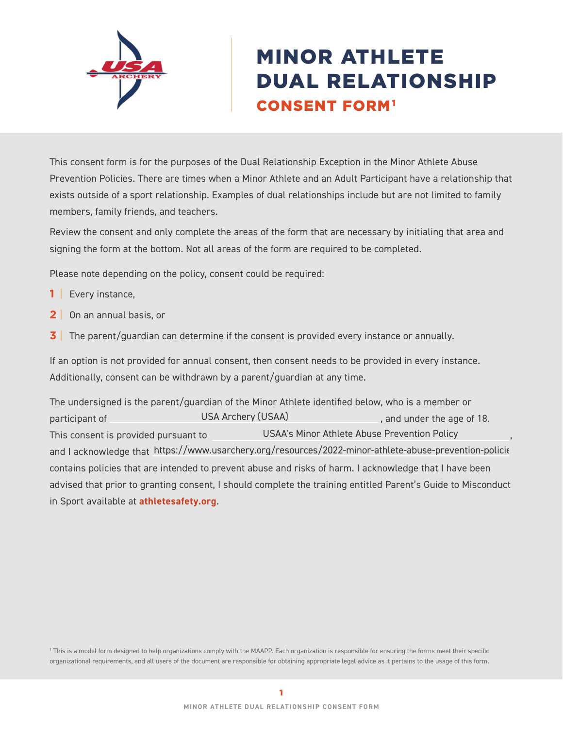# MINOR ATHLETE DUAL RELATIONSHIP

## CONSENT FORM[1]

This consent form is for the purposes of the Dual Relationship Exception in the Minor Athlete Abuse Prevention Policies. There are times when a Minor Athlete and an Adult Participant have a relationship that exists outside of a sport relationship. Examples of dual relationships include but are not limited to family members, family friends, and teachers.

Review the consent and only complete the areas of the form that are necessary by initialing that area and signing the form at the bottom. Not all areas of the form are required to be completed.

Please note depending on the policy, consent could be required:

1 | Every instance,

2 | On an annual basis, or

3 | The parent/guardian can determine if the consent is provided every instance or annually.

If an option is not provided for annual consent, then consent needs to be provided in every instance. Additionally, consent can be withdrawn by a parent/guardian at any time.

The undersigned is the parent/guardian of the Minor Athlete identified below, who is a member or participant of USA Archery (USAA), and under the age of 18. This consent is provided pursuant to USAA's Minor Athlete Abuse Prevention Policy, and I acknowledge that https://www.usarchery.org/resources/2022-minor-athlete-abuse-prevention-policie contains policies that are intended to prevent abuse and risks of harm. I acknowledge that I have been advised that prior to granting consent, I should complete the training entitled Parent's Guide to Misconduct in Sport available at **athletesafety.org**.

[1] This is a model form designed to help organizations comply with the MAAPP. Each organization is responsible for ensuring the forms meet their specific organizational requirements, and all users of the document are responsible for obtaining appropriate legal advice as it pertains to the usage of this form.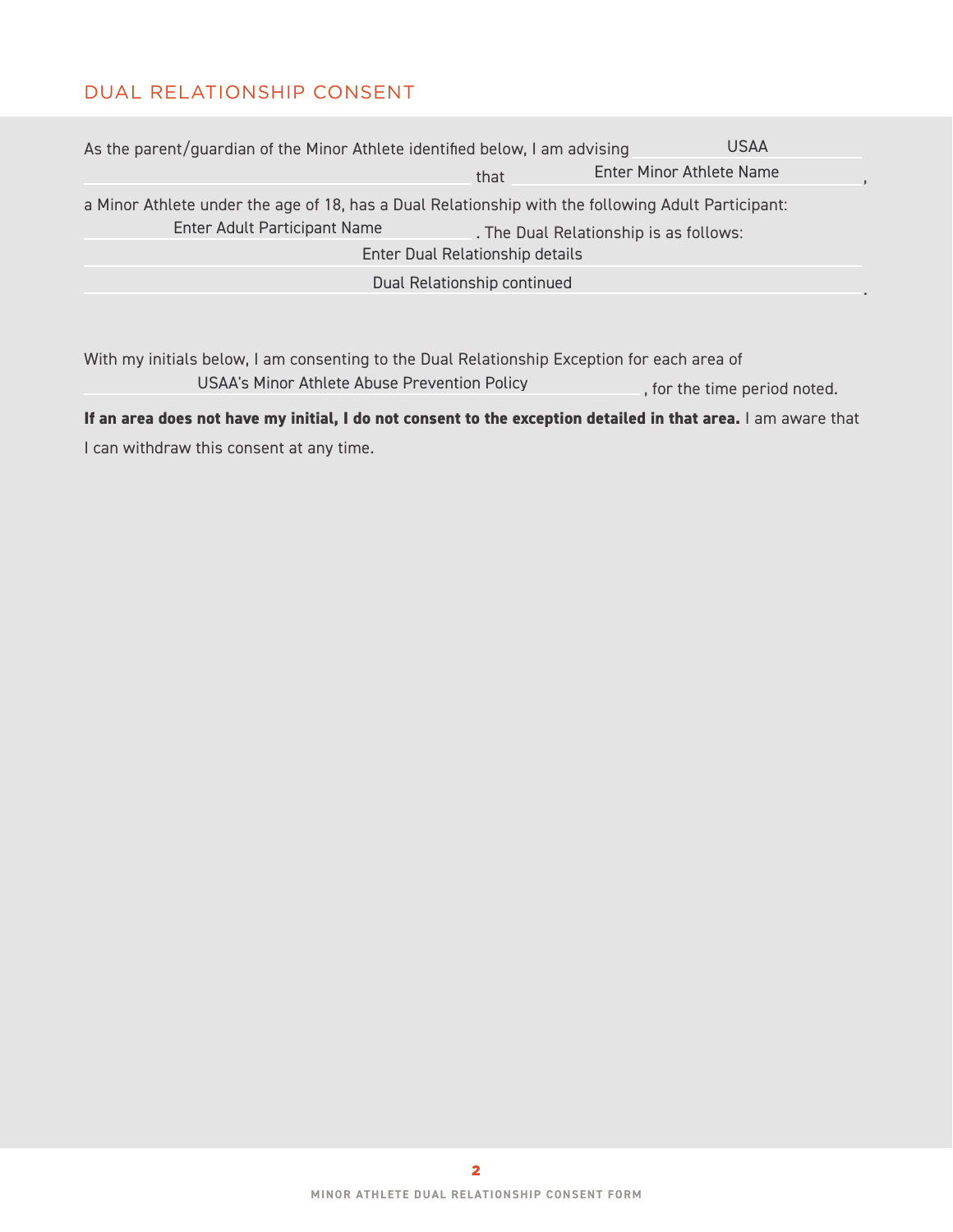## DUAL RELATIONSHIP CONSENT

As the parent/guardian of the Minor Athlete identified below, I am advising USAA that Enter Minor Athlete Name, a Minor Athlete under the age of 18, has a Dual Relationship with the following Adult Participant: Enter Adult Participant Name. The Dual Relationship is as follows: Enter Dual Relationship details Dual Relationship continued.

With my initials below, I am consenting to the Dual Relationship Exception for each area of USAA's Minor Athlete Abuse Prevention Policy, for the time period noted.

**If an area does not have my initial, I do not consent to the exception detailed in that area.** I am aware that I can withdraw this consent at any time.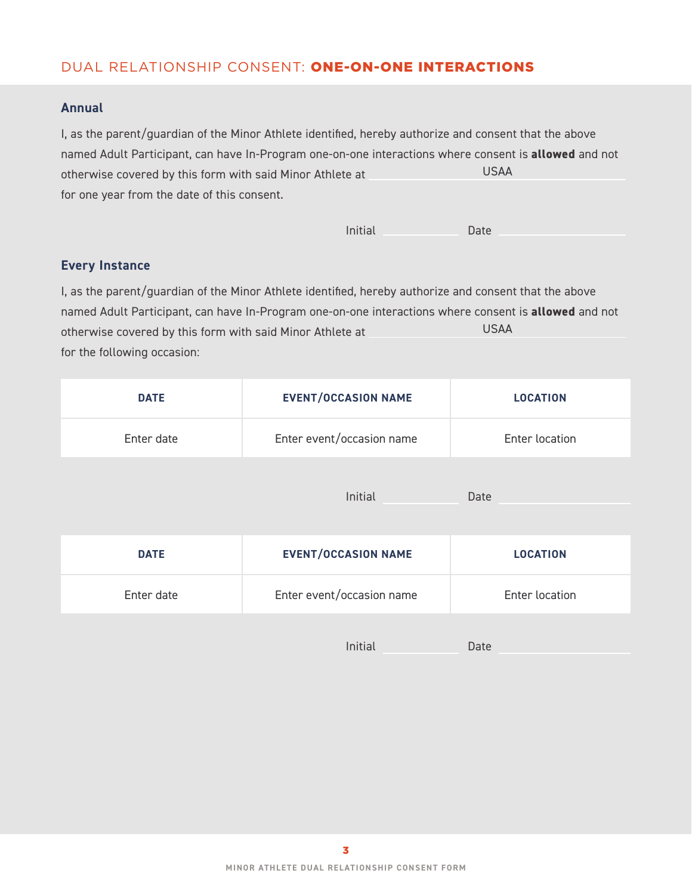## DUAL RELATIONSHIP CONSENT: **ONE-ON-ONE INTERACTIONS**

### Annual

I, as the parent/guardian of the Minor Athlete identified, hereby authorize and consent that the above named Adult Participant, can have In-Program one-on-one interactions where consent is **allowed** and not otherwise covered by this form with said Minor Athlete at USAA for one year from the date of this consent.

Initial ____________ Date ____________

### Every Instance

I, as the parent/guardian of the Minor Athlete identified, hereby authorize and consent that the above named Adult Participant, can have In-Program one-on-one interactions where consent is **allowed** and not otherwise covered by this form with said Minor Athlete at USAA for the following occasion:

| DATE | EVENT/OCCASION NAME | LOCATION |
| --- | --- | --- |
| Enter date | Enter event/occasion name | Enter location |

Initial ____________ Date ____________

| DATE | EVENT/OCCASION NAME | LOCATION |
| --- | --- | --- |
| Enter date | Enter event/occasion name | Enter location |

Initial ____________ Date ____________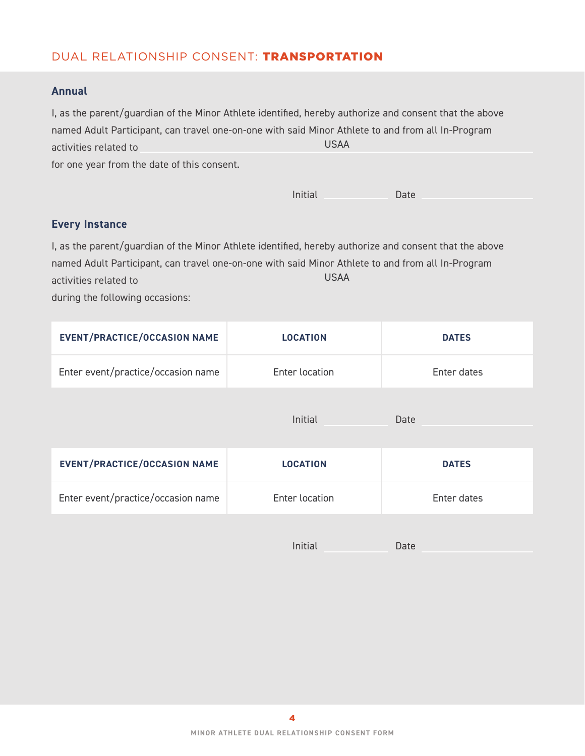## DUAL RELATIONSHIP CONSENT: **TRANSPORTATION**

### Annual

I, as the parent/guardian of the Minor Athlete identified, hereby authorize and consent that the above named Adult Participant, can travel one-on-one with said Minor Athlete to and from all In-Program activities related to USAA

for one year from the date of this consent.

Initial ____________ Date ____________________

### Every Instance

I, as the parent/guardian of the Minor Athlete identified, hereby authorize and consent that the above named Adult Participant, can travel one-on-one with said Minor Athlete to and from all In-Program activities related to USAA

during the following occasions:

| EVENT/PRACTICE/OCCASION NAME | LOCATION | DATES |
|---|---|---|
| Enter event/practice/occasion name | Enter location | Enter dates |

Initial ____________ Date ____________________

| EVENT/PRACTICE/OCCASION NAME | LOCATION | DATES |
|---|---|---|
| Enter event/practice/occasion name | Enter location | Enter dates |

Initial ____________ Date ____________________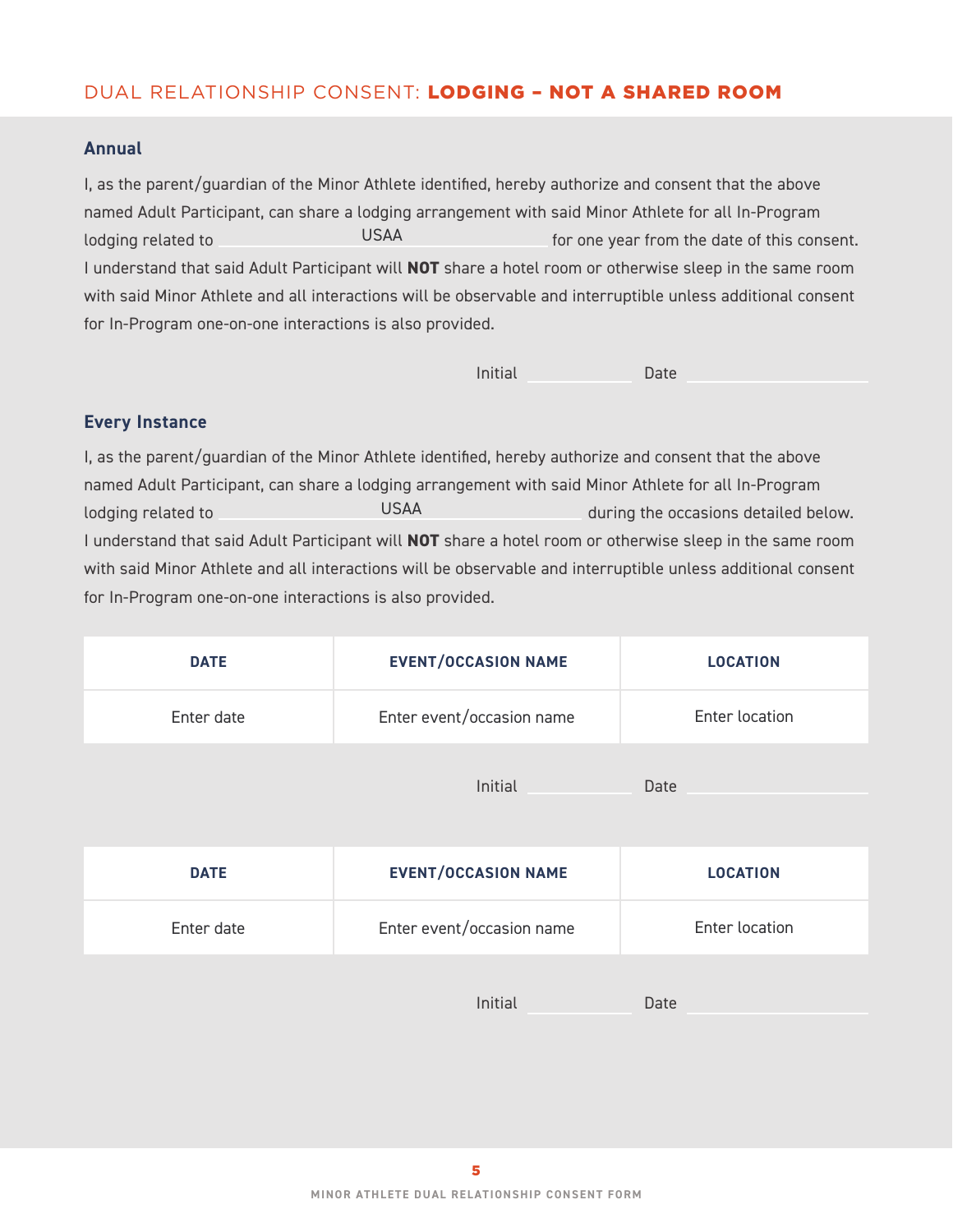## DUAL RELATIONSHIP CONSENT: **LODGING – NOT A SHARED ROOM**

### Annual

I, as the parent/guardian of the Minor Athlete identified, hereby authorize and consent that the above named Adult Participant, can share a lodging arrangement with said Minor Athlete for all In-Program lodging related to USAA for one year from the date of this consent. I understand that said Adult Participant will **NOT** share a hotel room or otherwise sleep in the same room with said Minor Athlete and all interactions will be observable and interruptible unless additional consent for In-Program one-on-one interactions is also provided.

Initial ____________ Date ____________________

### Every Instance

I, as the parent/guardian of the Minor Athlete identified, hereby authorize and consent that the above named Adult Participant, can share a lodging arrangement with said Minor Athlete for all In-Program lodging related to USAA during the occasions detailed below. I understand that said Adult Participant will **NOT** share a hotel room or otherwise sleep in the same room with said Minor Athlete and all interactions will be observable and interruptible unless additional consent for In-Program one-on-one interactions is also provided.

| DATE | EVENT/OCCASION NAME | LOCATION |
|---|---|---|
| Enter date | Enter event/occasion name | Enter location |

Initial ____________ Date ____________________

| DATE | EVENT/OCCASION NAME | LOCATION |
|---|---|---|
| Enter date | Enter event/occasion name | Enter location |

Initial ____________ Date ____________________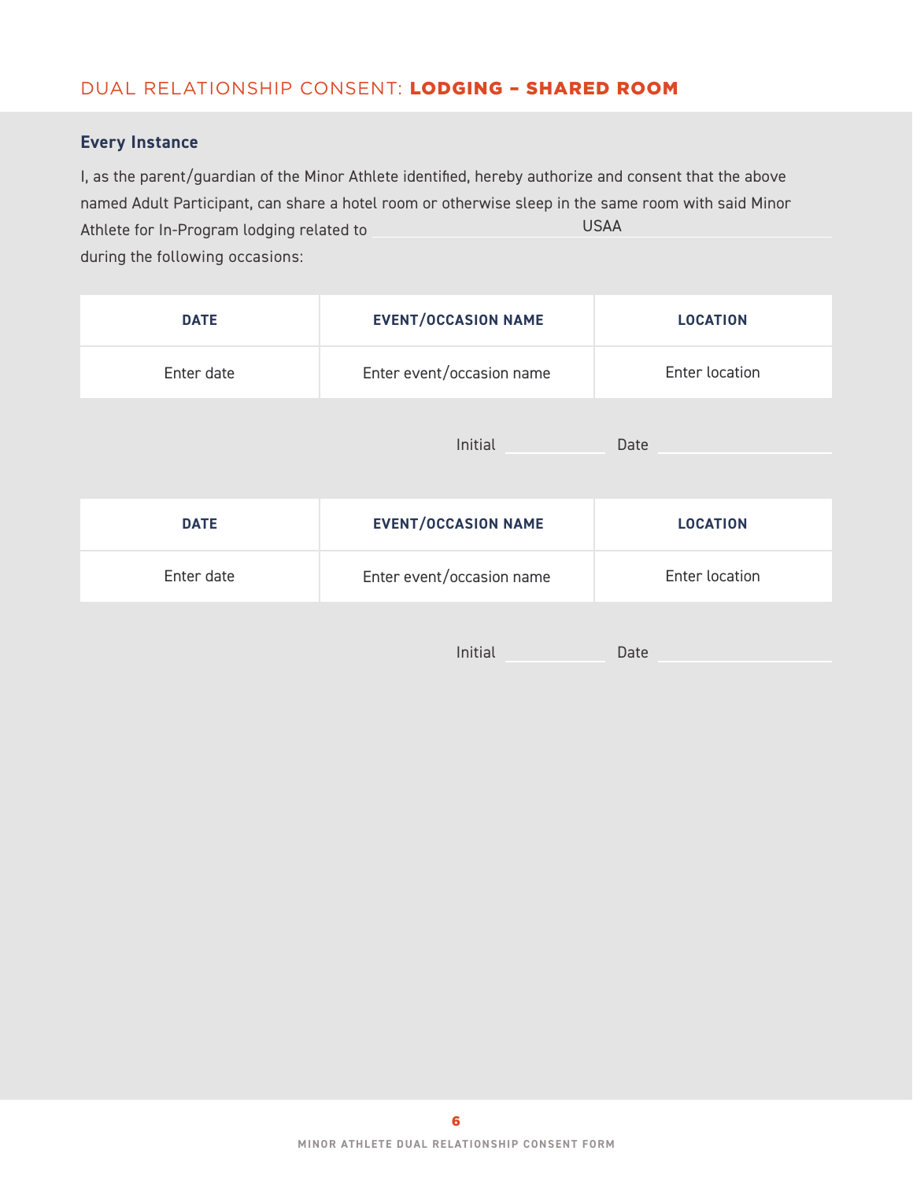## DUAL RELATIONSHIP CONSENT: **LODGING – SHARED ROOM**

### Every Instance

I, as the parent/guardian of the Minor Athlete identified, hereby authorize and consent that the above named Adult Participant, can share a hotel room or otherwise sleep in the same room with said Minor Athlete for In-Program lodging related to USAA during the following occasions:

| DATE | EVENT/OCCASION NAME | LOCATION |
| --- | --- | --- |
| Enter date | Enter event/occasion name | Enter location |

Initial ____________ Date ____________________

| DATE | EVENT/OCCASION NAME | LOCATION |
| --- | --- | --- |
| Enter date | Enter event/occasion name | Enter location |

Initial ____________ Date ____________________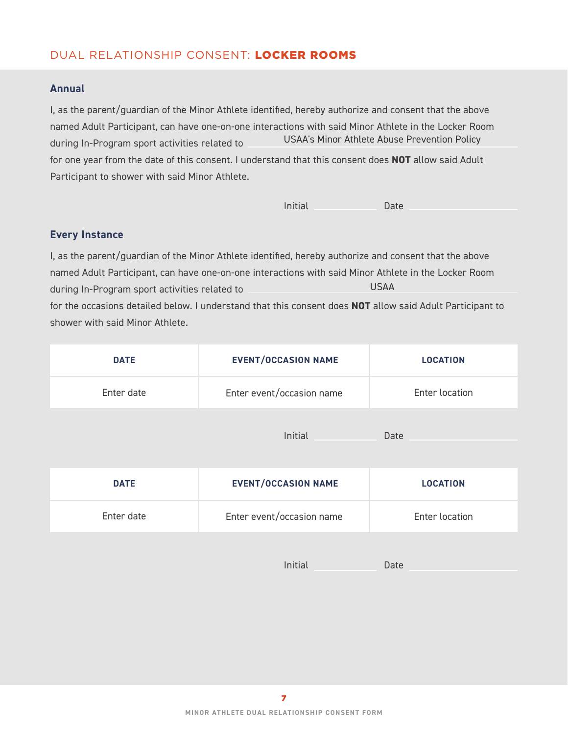## DUAL RELATIONSHIP CONSENT: **LOCKER ROOMS**

### Annual

I, as the parent/guardian of the Minor Athlete identified, hereby authorize and consent that the above named Adult Participant, can have one-on-one interactions with said Minor Athlete in the Locker Room during In-Program sport activities related to USAA's Minor Athlete Abuse Prevention Policy for one year from the date of this consent. I understand that this consent does **NOT** allow said Adult Participant to shower with said Minor Athlete.

Initial ____________ Date ____________________

### Every Instance

I, as the parent/guardian of the Minor Athlete identified, hereby authorize and consent that the above named Adult Participant, can have one-on-one interactions with said Minor Athlete in the Locker Room during In-Program sport activities related to USAA for the occasions detailed below. I understand that this consent does **NOT** allow said Adult Participant to shower with said Minor Athlete.

| DATE | EVENT/OCCASION NAME | LOCATION |
| --- | --- | --- |
| Enter date | Enter event/occasion name | Enter location |

Initial ____________ Date ____________________

| DATE | EVENT/OCCASION NAME | LOCATION |
| --- | --- | --- |
| Enter date | Enter event/occasion name | Enter location |

Initial ____________ Date ____________________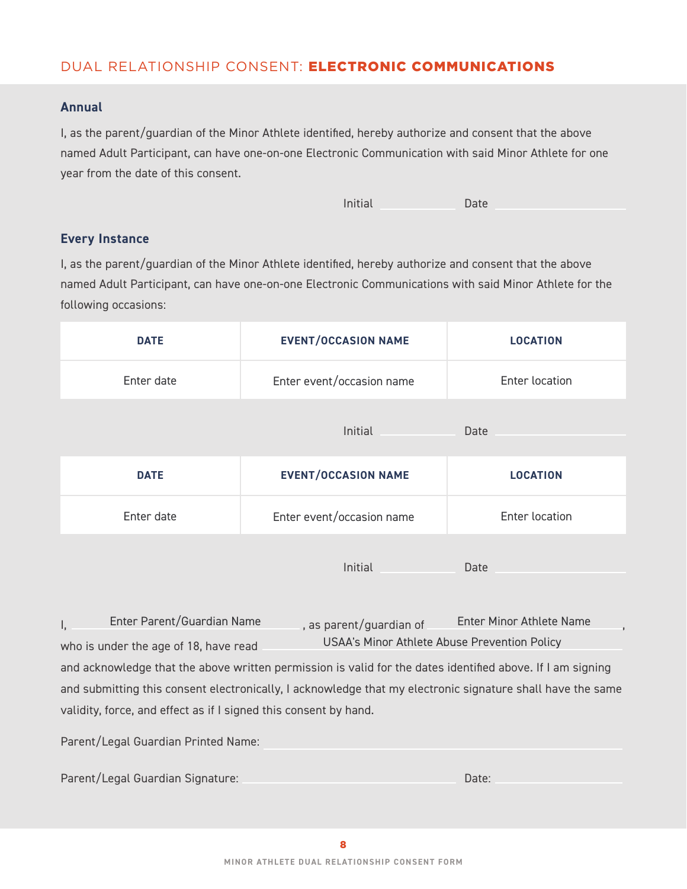## DUAL RELATIONSHIP CONSENT: **ELECTRONIC COMMUNICATIONS**

### Annual

I, as the parent/guardian of the Minor Athlete identified, hereby authorize and consent that the above named Adult Participant, can have one-on-one Electronic Communication with said Minor Athlete for one year from the date of this consent.

Initial ____________ Date ____________________

### Every Instance

I, as the parent/guardian of the Minor Athlete identified, hereby authorize and consent that the above named Adult Participant, can have one-on-one Electronic Communications with said Minor Athlete for the following occasions:

| DATE | EVENT/OCCASION NAME | LOCATION |
|---|---|---|
| Enter date | Enter event/occasion name | Enter location |

Initial ____________ Date ____________________

| DATE | EVENT/OCCASION NAME | LOCATION |
|---|---|---|
| Enter date | Enter event/occasion name | Enter location |

Initial ____________ Date ____________________

I, Enter Parent/Guardian Name, as parent/guardian of Enter Minor Athlete Name, who is under the age of 18, have read USAA's Minor Athlete Abuse Prevention Policy and acknowledge that the above written permission is valid for the dates identified above. If I am signing and submitting this consent electronically, I acknowledge that my electronic signature shall have the same validity, force, and effect as if I signed this consent by hand.

Parent/Legal Guardian Printed Name: ________________________________________

Parent/Legal Guardian Signature: ______________________________ Date: ________________